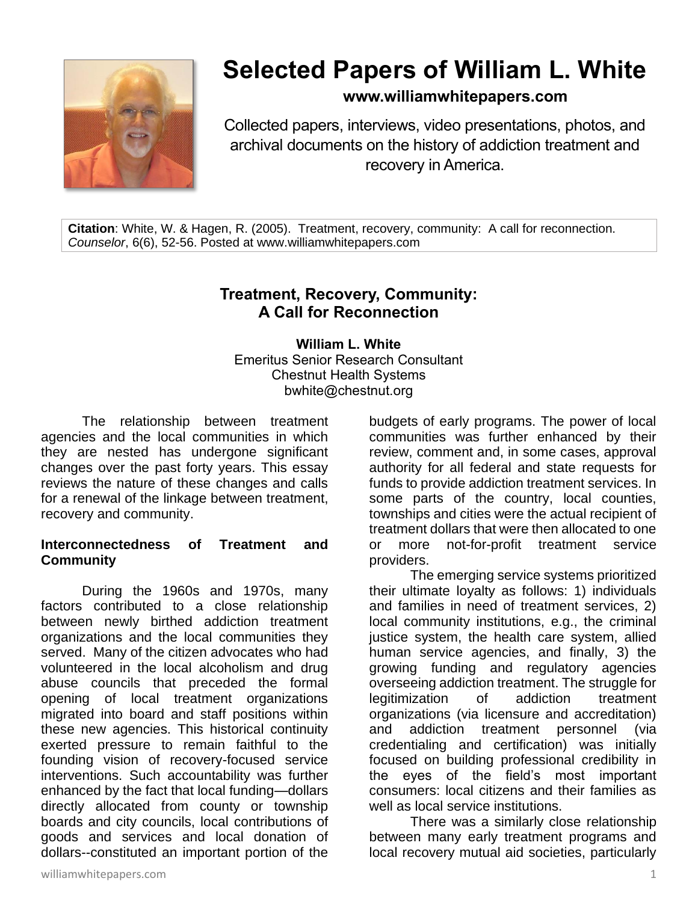# Selected Papers of William L. White

**www.williamwhitepapers.com**

Collected papers, interviews, video presentations, photos, and archival documents on the history of addiction treatment and recovery in America.

**Citation**: White, W. & Hagen, R. (2005). Treatment, recovery, community: A call for reconnection. *Counselor*, 6(6), 52-56. Posted at www.williamwhitepapers.com

## Treatment, Recovery, Community: A Call for Reconnection

**William L. White**
Emeritus Senior Research Consultant
Chestnut Health Systems
bwhite@chestnut.org

The relationship between treatment agencies and the local communities in which they are nested has undergone significant changes over the past forty years. This essay reviews the nature of these changes and calls for a renewal of the linkage between treatment, recovery and community.

### Interconnectedness of Treatment and Community

During the 1960s and 1970s, many factors contributed to a close relationship between newly birthed addiction treatment organizations and the local communities they served. Many of the citizen advocates who had volunteered in the local alcoholism and drug abuse councils that preceded the formal opening of local treatment organizations migrated into board and staff positions within these new agencies. This historical continuity exerted pressure to remain faithful to the founding vision of recovery-focused service interventions. Such accountability was further enhanced by the fact that local funding—dollars directly allocated from county or township boards and city councils, local contributions of goods and services and local donation of dollars--constituted an important portion of the budgets of early programs. The power of local communities was further enhanced by their review, comment and, in some cases, approval authority for all federal and state requests for funds to provide addiction treatment services. In some parts of the country, local counties, townships and cities were the actual recipient of treatment dollars that were then allocated to one or more not-for-profit treatment service providers.

The emerging service systems prioritized their ultimate loyalty as follows: 1) individuals and families in need of treatment services, 2) local community institutions, e.g., the criminal justice system, the health care system, allied human service agencies, and finally, 3) the growing funding and regulatory agencies overseeing addiction treatment. The struggle for legitimization of addiction treatment organizations (via licensure and accreditation) and addiction treatment personnel (via credentialing and certification) was initially focused on building professional credibility in the eyes of the field's most important consumers: local citizens and their families as well as local service institutions.

There was a similarly close relationship between many early treatment programs and local recovery mutual aid societies, particularly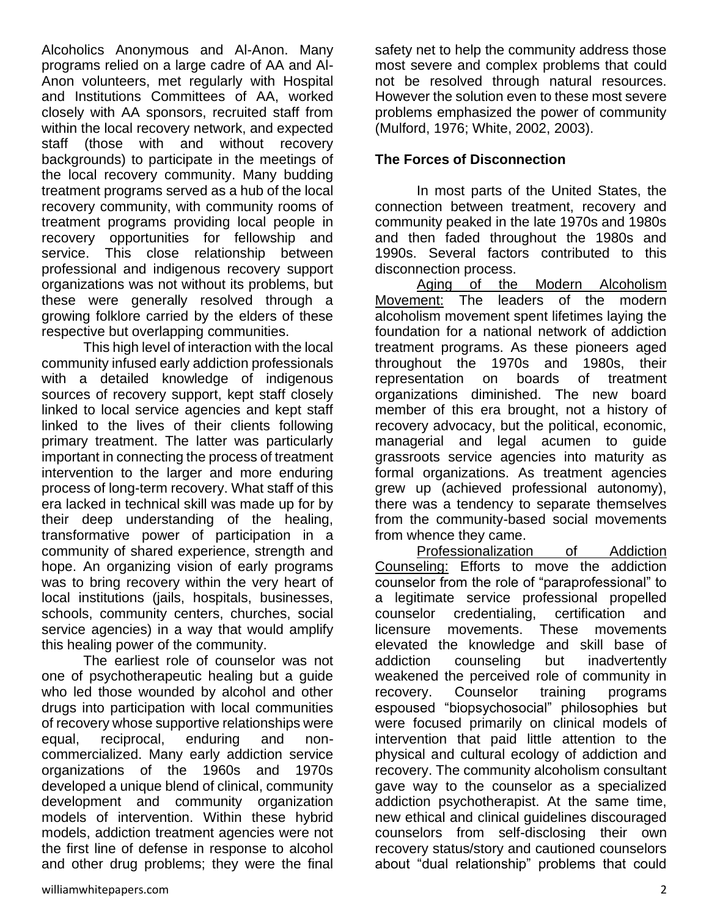Alcoholics Anonymous and Al-Anon. Many programs relied on a large cadre of AA and Al-Anon volunteers, met regularly with Hospital and Institutions Committees of AA, worked closely with AA sponsors, recruited staff from within the local recovery network, and expected staff (those with and without recovery backgrounds) to participate in the meetings of the local recovery community. Many budding treatment programs served as a hub of the local recovery community, with community rooms of treatment programs providing local people in recovery opportunities for fellowship and service. This close relationship between professional and indigenous recovery support organizations was not without its problems, but these were generally resolved through a growing folklore carried by the elders of these respective but overlapping communities.

This high level of interaction with the local community infused early addiction professionals with a detailed knowledge of indigenous sources of recovery support, kept staff closely linked to local service agencies and kept staff linked to the lives of their clients following primary treatment. The latter was particularly important in connecting the process of treatment intervention to the larger and more enduring process of long-term recovery. What staff of this era lacked in technical skill was made up for by their deep understanding of the healing, transformative power of participation in a community of shared experience, strength and hope. An organizing vision of early programs was to bring recovery within the very heart of local institutions (jails, hospitals, businesses, schools, community centers, churches, social service agencies) in a way that would amplify this healing power of the community.

The earliest role of counselor was not one of psychotherapeutic healing but a guide who led those wounded by alcohol and other drugs into participation with local communities of recovery whose supportive relationships were equal, reciprocal, enduring and non-commercialized. Many early addiction service organizations of the 1960s and 1970s developed a unique blend of clinical, community development and community organization models of intervention. Within these hybrid models, addiction treatment agencies were not the first line of defense in response to alcohol and other drug problems; they were the final safety net to help the community address those most severe and complex problems that could not be resolved through natural resources. However the solution even to these most severe problems emphasized the power of community (Mulford, 1976; White, 2002, 2003).

## The Forces of Disconnection

In most parts of the United States, the connection between treatment, recovery and community peaked in the late 1970s and 1980s and then faded throughout the 1980s and 1990s. Several factors contributed to this disconnection process.

<u>Aging of the Modern Alcoholism Movement:</u> The leaders of the modern alcoholism movement spent lifetimes laying the foundation for a national network of addiction treatment programs. As these pioneers aged throughout the 1970s and 1980s, their representation on boards of treatment organizations diminished. The new board member of this era brought, not a history of recovery advocacy, but the political, economic, managerial and legal acumen to guide grassroots service agencies into maturity as formal organizations. As treatment agencies grew up (achieved professional autonomy), there was a tendency to separate themselves from the community-based social movements from whence they came.

<u>Professionalization of Addiction Counseling:</u> Efforts to move the addiction counselor from the role of "paraprofessional" to a legitimate service professional propelled counselor credentialing, certification and licensure movements. These movements elevated the knowledge and skill base of addiction counseling but inadvertently weakened the perceived role of community in recovery. Counselor training programs espoused "biopsychosocial" philosophies but were focused primarily on clinical models of intervention that paid little attention to the physical and cultural ecology of addiction and recovery. The community alcoholism consultant gave way to the counselor as a specialized addiction psychotherapist. At the same time, new ethical and clinical guidelines discouraged counselors from self-disclosing their own recovery status/story and cautioned counselors about "dual relationship" problems that could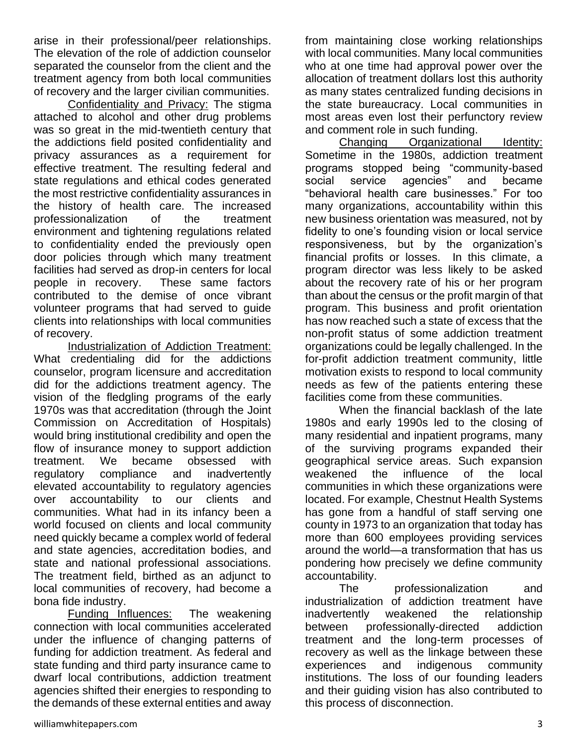arise in their professional/peer relationships. The elevation of the role of addiction counselor separated the counselor from the client and the treatment agency from both local communities of recovery and the larger civilian communities.

Confidentiality and Privacy: The stigma attached to alcohol and other drug problems was so great in the mid-twentieth century that the addictions field posited confidentiality and privacy assurances as a requirement for effective treatment. The resulting federal and state regulations and ethical codes generated the most restrictive confidentiality assurances in the history of health care. The increased professionalization of the treatment environment and tightening regulations related to confidentiality ended the previously open door policies through which many treatment facilities had served as drop-in centers for local people in recovery. These same factors contributed to the demise of once vibrant volunteer programs that had served to guide clients into relationships with local communities of recovery.

Industrialization of Addiction Treatment: What credentialing did for the addictions counselor, program licensure and accreditation did for the addictions treatment agency. The vision of the fledgling programs of the early 1970s was that accreditation (through the Joint Commission on Accreditation of Hospitals) would bring institutional credibility and open the flow of insurance money to support addiction treatment. We became obsessed with regulatory compliance and inadvertently elevated accountability to regulatory agencies over accountability to our clients and communities. What had in its infancy been a world focused on clients and local community need quickly became a complex world of federal and state agencies, accreditation bodies, and state and national professional associations. The treatment field, birthed as an adjunct to local communities of recovery, had become a bona fide industry.

Funding Influences: The weakening connection with local communities accelerated under the influence of changing patterns of funding for addiction treatment. As federal and state funding and third party insurance came to dwarf local contributions, addiction treatment agencies shifted their energies to responding to the demands of these external entities and away from maintaining close working relationships with local communities. Many local communities who at one time had approval power over the allocation of treatment dollars lost this authority as many states centralized funding decisions in the state bureaucracy. Local communities in most areas even lost their perfunctory review and comment role in such funding.

Changing Organizational Identity: Sometime in the 1980s, addiction treatment programs stopped being "community-based social service agencies" and became "behavioral health care businesses." For too many organizations, accountability within this new business orientation was measured, not by fidelity to one's founding vision or local service responsiveness, but by the organization's financial profits or losses. In this climate, a program director was less likely to be asked about the recovery rate of his or her program than about the census or the profit margin of that program. This business and profit orientation has now reached such a state of excess that the non-profit status of some addiction treatment organizations could be legally challenged. In the for-profit addiction treatment community, little motivation exists to respond to local community needs as few of the patients entering these facilities come from these communities.

When the financial backlash of the late 1980s and early 1990s led to the closing of many residential and inpatient programs, many of the surviving programs expanded their geographical service areas. Such expansion weakened the influence of the local communities in which these organizations were located. For example, Chestnut Health Systems has gone from a handful of staff serving one county in 1973 to an organization that today has more than 600 employees providing services around the world—a transformation that has us pondering how precisely we define community accountability.

The professionalization and industrialization of addiction treatment have inadvertently weakened the relationship between professionally-directed addiction treatment and the long-term processes of recovery as well as the linkage between these experiences and indigenous community institutions. The loss of our founding leaders and their guiding vision has also contributed to this process of disconnection.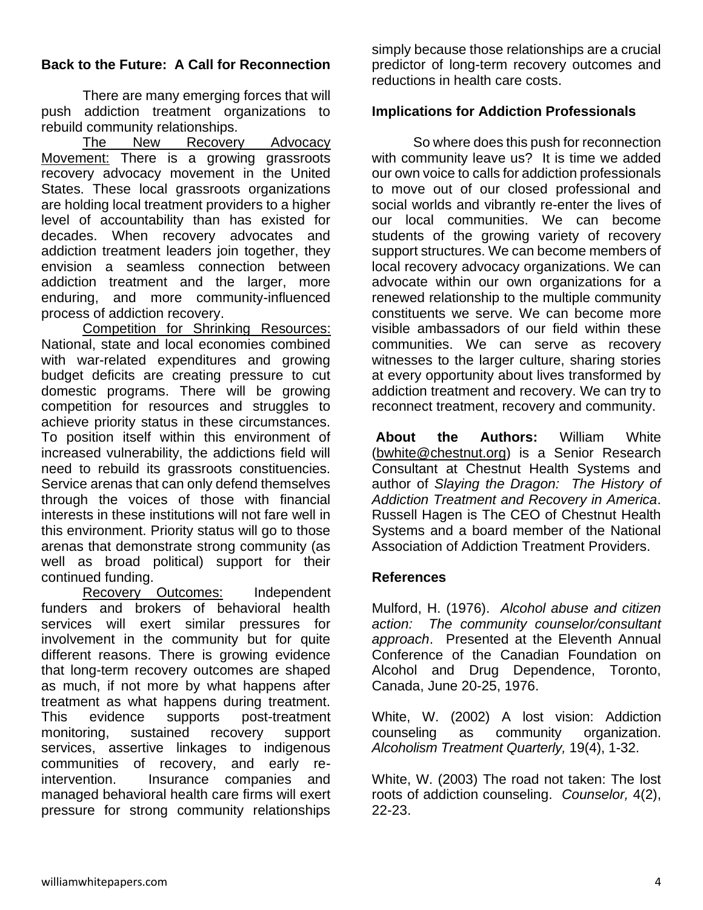## Back to the Future: A Call for Reconnection

There are many emerging forces that will push addiction treatment organizations to rebuild community relationships.

The New Recovery Advocacy Movement: There is a growing grassroots recovery advocacy movement in the United States. These local grassroots organizations are holding local treatment providers to a higher level of accountability than has existed for decades. When recovery advocates and addiction treatment leaders join together, they envision a seamless connection between addiction treatment and the larger, more enduring, and more community-influenced process of addiction recovery.

Competition for Shrinking Resources: National, state and local economies combined with war-related expenditures and growing budget deficits are creating pressure to cut domestic programs. There will be growing competition for resources and struggles to achieve priority status in these circumstances. To position itself within this environment of increased vulnerability, the addictions field will need to rebuild its grassroots constituencies. Service arenas that can only defend themselves through the voices of those with financial interests in these institutions will not fare well in this environment. Priority status will go to those arenas that demonstrate strong community (as well as broad political) support for their continued funding.

Recovery Outcomes: Independent funders and brokers of behavioral health services will exert similar pressures for involvement in the community but for quite different reasons. There is growing evidence that long-term recovery outcomes are shaped as much, if not more by what happens after treatment as what happens during treatment. This evidence supports post-treatment monitoring, sustained recovery support services, assertive linkages to indigenous communities of recovery, and early re-intervention. Insurance companies and managed behavioral health care firms will exert pressure for strong community relationships simply because those relationships are a crucial predictor of long-term recovery outcomes and reductions in health care costs.

## Implications for Addiction Professionals

So where does this push for reconnection with community leave us? It is time we added our own voice to calls for addiction professionals to move out of our closed professional and social worlds and vibrantly re-enter the lives of our local communities. We can become students of the growing variety of recovery support structures. We can become members of local recovery advocacy organizations. We can advocate within our own organizations for a renewed relationship to the multiple community constituents we serve. We can become more visible ambassadors of our field within these communities. We can serve as recovery witnesses to the larger culture, sharing stories at every opportunity about lives transformed by addiction treatment and recovery. We can try to reconnect treatment, recovery and community.

**About the Authors:** William White (bwhite@chestnut.org) is a Senior Research Consultant at Chestnut Health Systems and author of *Slaying the Dragon: The History of Addiction Treatment and Recovery in America*. Russell Hagen is The CEO of Chestnut Health Systems and a board member of the National Association of Addiction Treatment Providers.

## References

Mulford, H. (1976). *Alcohol abuse and citizen action: The community counselor/consultant approach*. Presented at the Eleventh Annual Conference of the Canadian Foundation on Alcohol and Drug Dependence, Toronto, Canada, June 20-25, 1976.

White, W. (2002) A lost vision: Addiction counseling as community organization. *Alcoholism Treatment Quarterly,* 19(4), 1-32.

White, W. (2003) The road not taken: The lost roots of addiction counseling. *Counselor,* 4(2), 22-23.